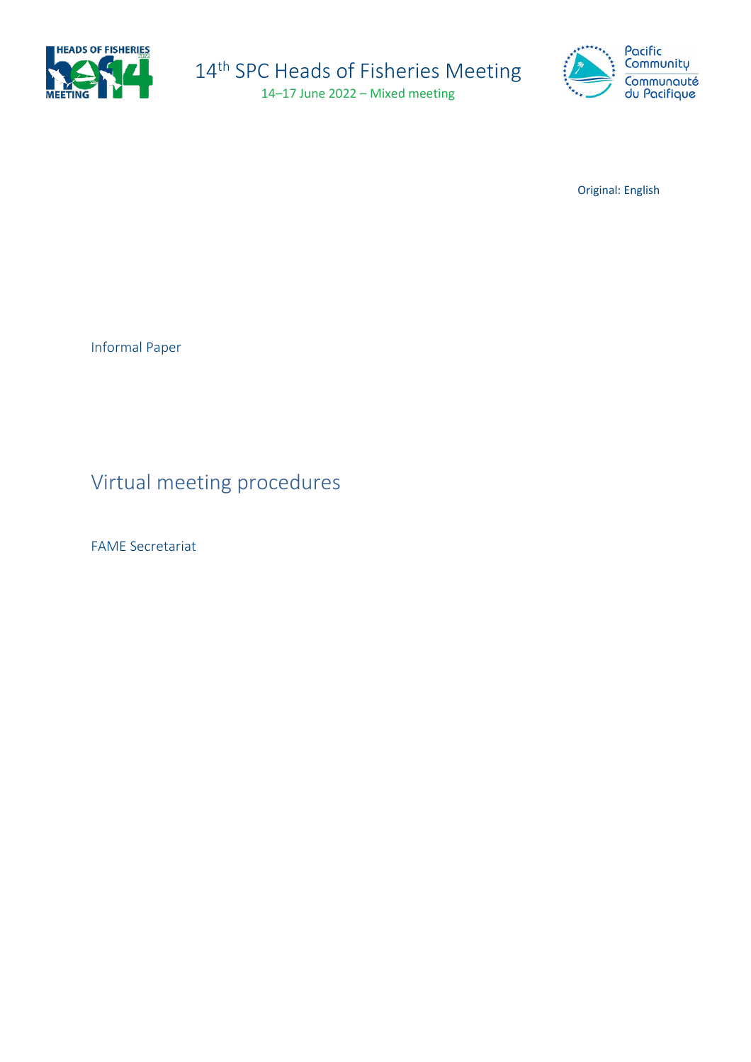14th SPC Heads of Fisheries Meeting

14–17 June 2022 – Mixed meeting

Original: English

Informal Paper

# Virtual meeting procedures

FAME Secretariat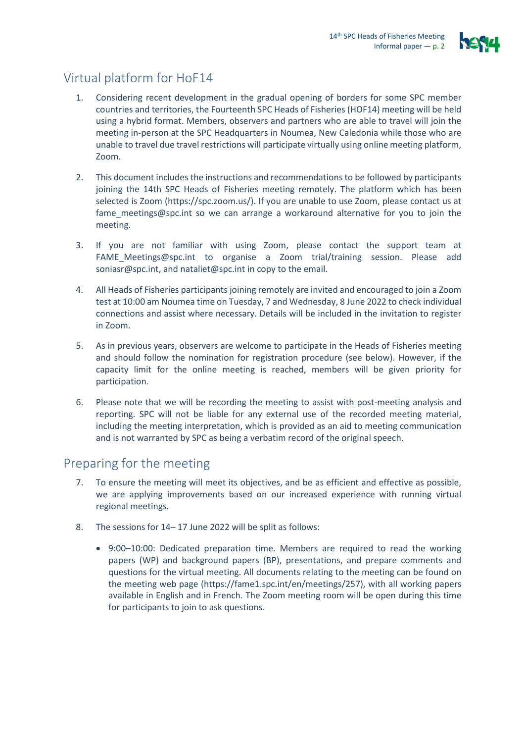## Virtual platform for HoF14

1. Considering recent development in the gradual opening of borders for some SPC member countries and territories, the Fourteenth SPC Heads of Fisheries (HOF14) meeting will be held using a hybrid format. Members, observers and partners who are able to travel will join the meeting in-person at the SPC Headquarters in Noumea, New Caledonia while those who are unable to travel due travel restrictions will participate virtually using online meeting platform, Zoom.

2. This document includes the instructions and recommendations to be followed by participants joining the 14th SPC Heads of Fisheries meeting remotely. The platform which has been selected is Zoom (https://spc.zoom.us/). If you are unable to use Zoom, please contact us at fame_meetings@spc.int so we can arrange a workaround alternative for you to join the meeting.

3. If you are not familiar with using Zoom, please contact the support team at FAME_Meetings@spc.int to organise a Zoom trial/training session. Please add soniasr@spc.int, and nataliet@spc.int in copy to the email.

4. All Heads of Fisheries participants joining remotely are invited and encouraged to join a Zoom test at 10:00 am Noumea time on Tuesday, 7 and Wednesday, 8 June 2022 to check individual connections and assist where necessary. Details will be included in the invitation to register in Zoom.

5. As in previous years, observers are welcome to participate in the Heads of Fisheries meeting and should follow the nomination for registration procedure (see below). However, if the capacity limit for the online meeting is reached, members will be given priority for participation.

6. Please note that we will be recording the meeting to assist with post-meeting analysis and reporting. SPC will not be liable for any external use of the recorded meeting material, including the meeting interpretation, which is provided as an aid to meeting communication and is not warranted by SPC as being a verbatim record of the original speech.

## Preparing for the meeting

7. To ensure the meeting will meet its objectives, and be as efficient and effective as possible, we are applying improvements based on our increased experience with running virtual regional meetings.

8. The sessions for 14– 17 June 2022 will be split as follows:

   - 9:00–10:00: Dedicated preparation time. Members are required to read the working papers (WP) and background papers (BP), presentations, and prepare comments and questions for the virtual meeting. All documents relating to the meeting can be found on the meeting web page (https://fame1.spc.int/en/meetings/257), with all working papers available in English and in French. The Zoom meeting room will be open during this time for participants to join to ask questions.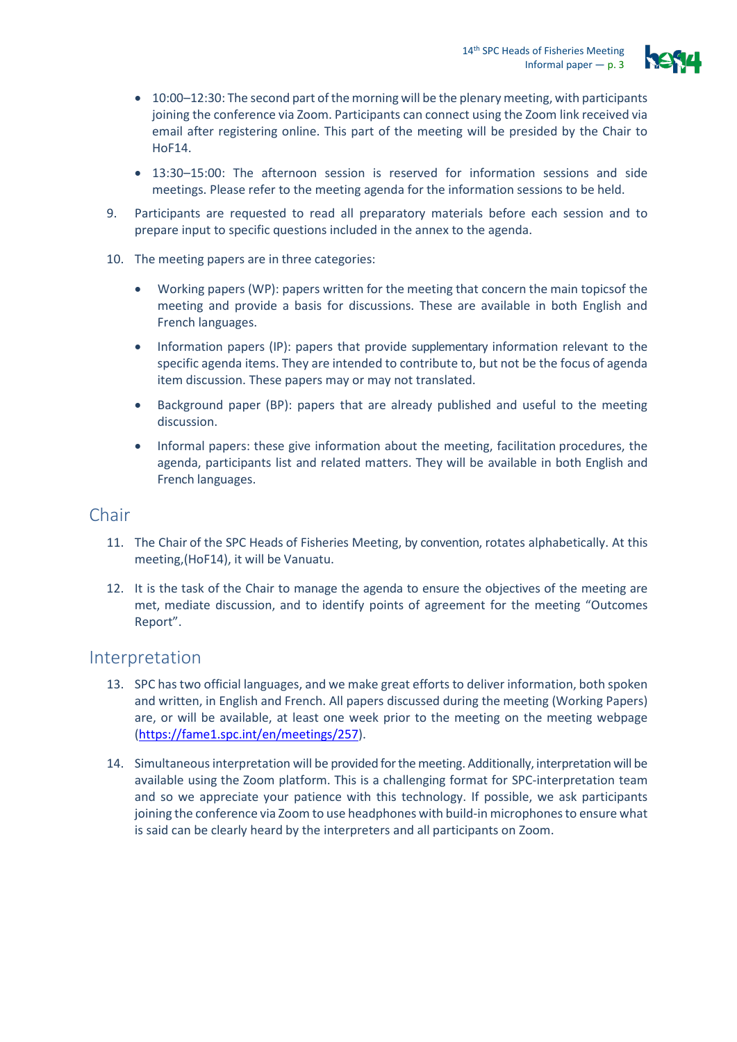- 10:00–12:30: The second part of the morning will be the plenary meeting, with participants joining the conference via Zoom. Participants can connect using the Zoom link received via email after registering online. This part of the meeting will be presided by the Chair to HoF14.
- 13:30–15:00: The afternoon session is reserved for information sessions and side meetings. Please refer to the meeting agenda for the information sessions to be held.

9. Participants are requested to read all preparatory materials before each session and to prepare input to specific questions included in the annex to the agenda.

10. The meeting papers are in three categories:

    - Working papers (WP): papers written for the meeting that concern the main topicsof the meeting and provide a basis for discussions. These are available in both English and French languages.
    - Information papers (IP): papers that provide supplementary information relevant to the specific agenda items. They are intended to contribute to, but not be the focus of agenda item discussion. These papers may or may not translated.
    - Background paper (BP): papers that are already published and useful to the meeting discussion.
    - Informal papers: these give information about the meeting, facilitation procedures, the agenda, participants list and related matters. They will be available in both English and French languages.

## Chair

11. The Chair of the SPC Heads of Fisheries Meeting, by convention, rotates alphabetically. At this meeting,(HoF14), it will be Vanuatu.

12. It is the task of the Chair to manage the agenda to ensure the objectives of the meeting are met, mediate discussion, and to identify points of agreement for the meeting "Outcomes Report".

## Interpretation

13. SPC has two official languages, and we make great efforts to deliver information, both spoken and written, in English and French. All papers discussed during the meeting (Working Papers) are, or will be available, at least one week prior to the meeting on the meeting webpage (https://fame1.spc.int/en/meetings/257).

14. Simultaneous interpretation will be provided for the meeting. Additionally, interpretation will be available using the Zoom platform. This is a challenging format for SPC-interpretation team and so we appreciate your patience with this technology. If possible, we ask participants joining the conference via Zoom to use headphones with build-in microphones to ensure what is said can be clearly heard by the interpreters and all participants on Zoom.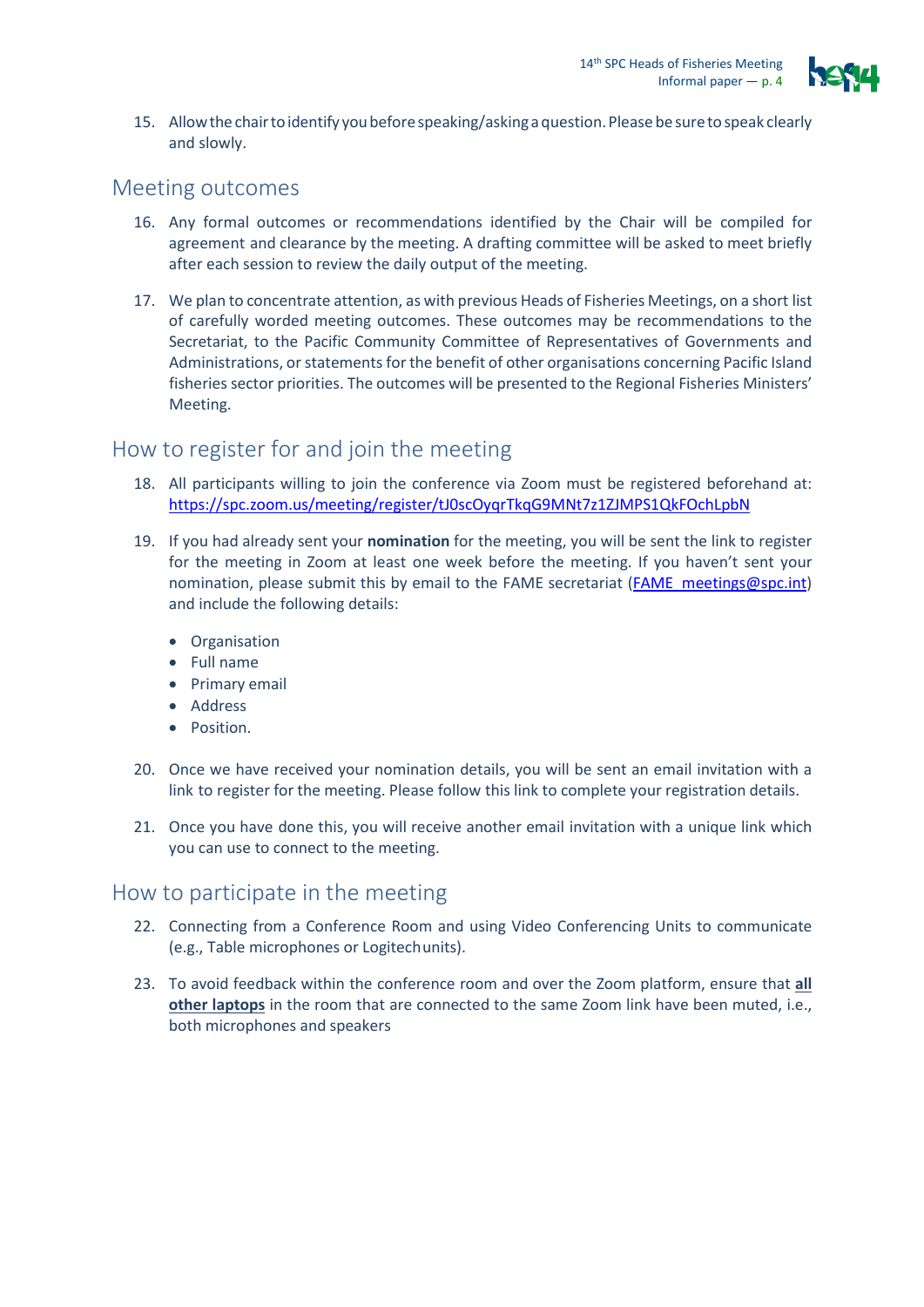15. Allow the chair to identify you before speaking/asking a question. Please be sure to speak clearly and slowly.

## Meeting outcomes

16. Any formal outcomes or recommendations identified by the Chair will be compiled for agreement and clearance by the meeting. A drafting committee will be asked to meet briefly after each session to review the daily output of the meeting.

17. We plan to concentrate attention, as with previous Heads of Fisheries Meetings, on a short list of carefully worded meeting outcomes. These outcomes may be recommendations to the Secretariat, to the Pacific Community Committee of Representatives of Governments and Administrations, or statements for the benefit of other organisations concerning Pacific Island fisheries sector priorities. The outcomes will be presented to the Regional Fisheries Ministers' Meeting.

## How to register for and join the meeting

18. All participants willing to join the conference via Zoom must be registered beforehand at: https://spc.zoom.us/meeting/register/tJ0scOyqrTkqG9MNt7z1ZJMPS1QkFOchLpbN

19. If you had already sent your **nomination** for the meeting, you will be sent the link to register for the meeting in Zoom at least one week before the meeting. If you haven't sent your nomination, please submit this by email to the FAME secretariat (FAME_meetings@spc.int) and include the following details:

   - Organisation
   - Full name
   - Primary email
   - Address
   - Position.

20. Once we have received your nomination details, you will be sent an email invitation with a link to register for the meeting. Please follow this link to complete your registration details.

21. Once you have done this, you will receive another email invitation with a unique link which you can use to connect to the meeting.

## How to participate in the meeting

22. Connecting from a Conference Room and using Video Conferencing Units to communicate (e.g., Table microphones or Logitech units).

23. To avoid feedback within the conference room and over the Zoom platform, ensure that **all other laptops** in the room that are connected to the same Zoom link have been muted, i.e., both microphones and speakers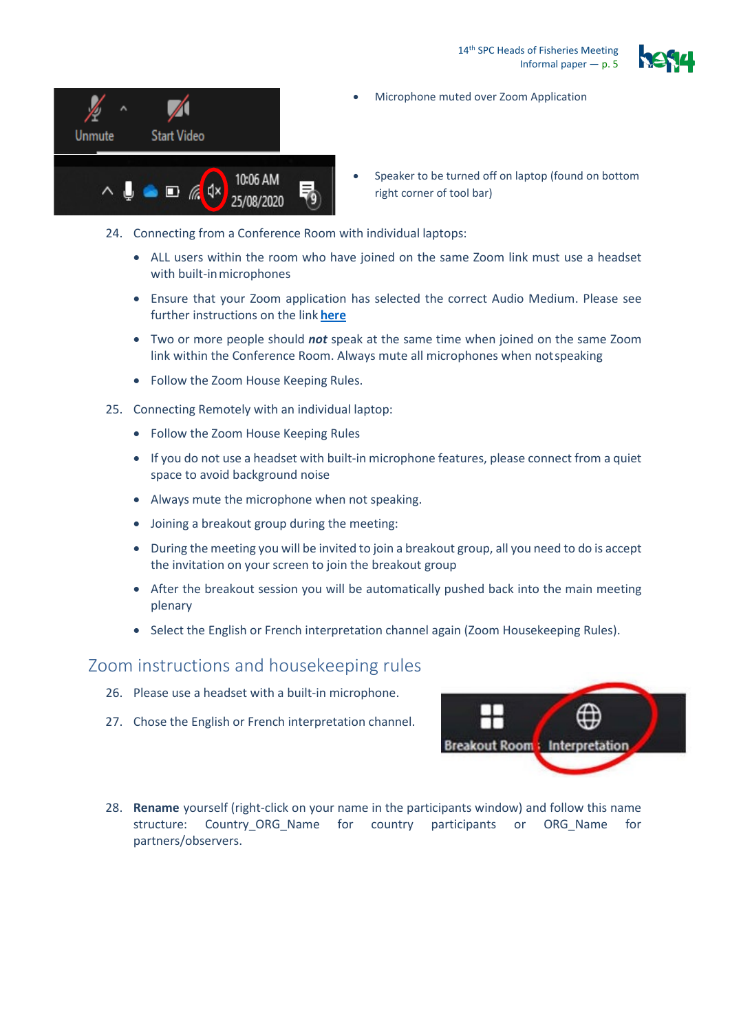- Microphone muted over Zoom Application

- Speaker to be turned off on laptop (found on bottom right corner of tool bar)

24. Connecting from a Conference Room with individual laptops:
    - ALL users within the room who have joined on the same Zoom link must use a headset with built-in microphones
    - Ensure that your Zoom application has selected the correct Audio Medium. Please see further instructions on the link **here**
    - Two or more people should ***not*** speak at the same time when joined on the same Zoom link within the Conference Room. Always mute all microphones when not speaking
    - Follow the Zoom House Keeping Rules.

25. Connecting Remotely with an individual laptop:
    - Follow the Zoom House Keeping Rules
    - If you do not use a headset with built-in microphone features, please connect from a quiet space to avoid background noise
    - Always mute the microphone when not speaking.
    - Joining a breakout group during the meeting:
    - During the meeting you will be invited to join a breakout group, all you need to do is accept the invitation on your screen to join the breakout group
    - After the breakout session you will be automatically pushed back into the main meeting plenary
    - Select the English or French interpretation channel again (Zoom Housekeeping Rules).

## Zoom instructions and housekeeping rules

26. Please use a headset with a built-in microphone.

27. Chose the English or French interpretation channel.

28. **Rename** yourself (right-click on your name in the participants window) and follow this name structure: Country_ORG_Name for country participants or ORG_Name for partners/observers.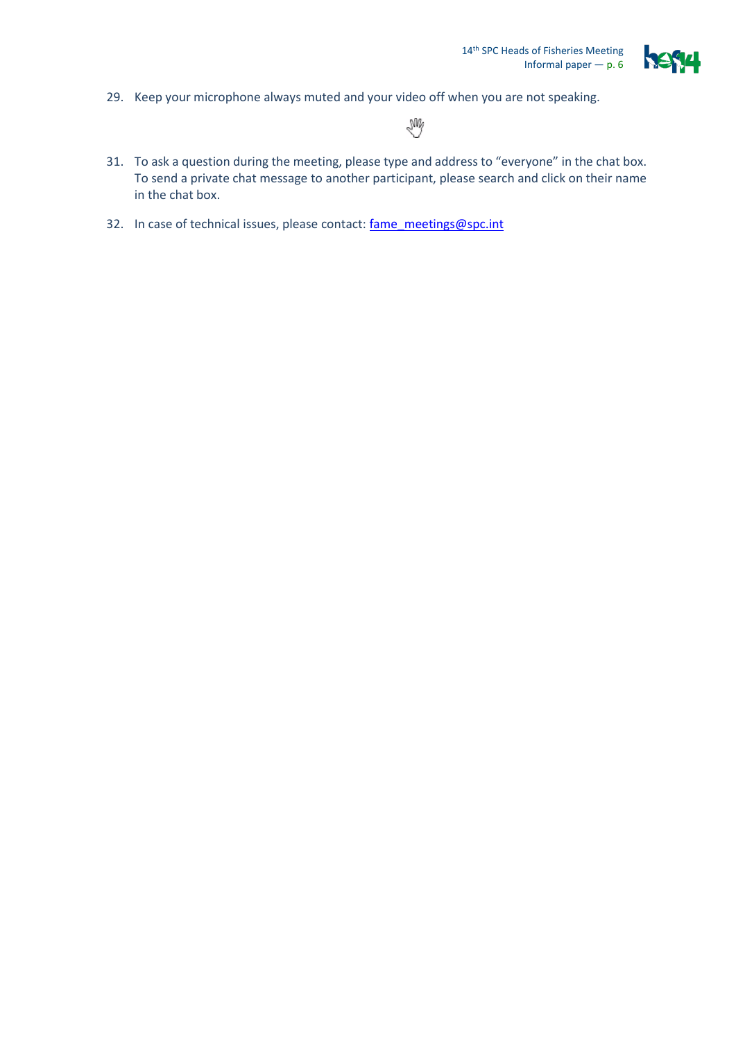29. Keep your microphone always muted and your video off when you are not speaking.

31. To ask a question during the meeting, please type and address to "everyone" in the chat box. To send a private chat message to another participant, please search and click on their name in the chat box.

32. In case of technical issues, please contact: fame_meetings@spc.int